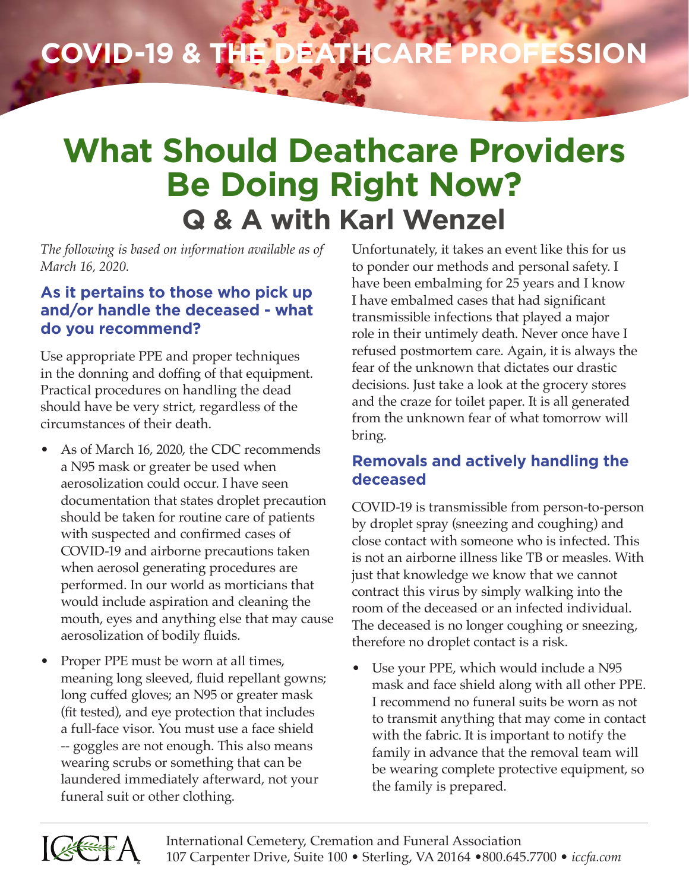# COVID-19 & THE DEATHCARE PROFESSION

# What Should Deathcare Providers Be Doing Right Now?

## Q & A with Karl Wenzel

*The following is based on information available as of March 16, 2020.*

### As it pertains to those who pick up and/or handle the deceased - what do you recommend?

Use appropriate PPE and proper techniques in the donning and doffing of that equipment. Practical procedures on handling the dead should have be very strict, regardless of the circumstances of their death.

- As of March 16, 2020, the CDC recommends a N95 mask or greater be used when aerosolization could occur. I have seen documentation that states droplet precaution should be taken for routine care of patients with suspected and confirmed cases of COVID-19 and airborne precautions taken when aerosol generating procedures are performed. In our world as morticians that would include aspiration and cleaning the mouth, eyes and anything else that may cause aerosolization of bodily fluids.
- Proper PPE must be worn at all times, meaning long sleeved, fluid repellant gowns; long cuffed gloves; an N95 or greater mask (fit tested), and eye protection that includes a full-face visor. You must use a face shield -- goggles are not enough. This also means wearing scrubs or something that can be laundered immediately afterward, not your funeral suit or other clothing.

Unfortunately, it takes an event like this for us to ponder our methods and personal safety. I have been embalming for 25 years and I know I have embalmed cases that had significant transmissible infections that played a major role in their untimely death. Never once have I refused postmortem care. Again, it is always the fear of the unknown that dictates our drastic decisions. Just take a look at the grocery stores and the craze for toilet paper. It is all generated from the unknown fear of what tomorrow will bring.

### Removals and actively handling the deceased

COVID-19 is transmissible from person-to-person by droplet spray (sneezing and coughing) and close contact with someone who is infected. This is not an airborne illness like TB or measles. With just that knowledge we know that we cannot contract this virus by simply walking into the room of the deceased or an infected individual. The deceased is no longer coughing or sneezing, therefore no droplet contact is a risk.

- Use your PPE, which would include a N95 mask and face shield along with all other PPE. I recommend no funeral suits be worn as not to transmit anything that may come in contact with the fabric. It is important to notify the family in advance that the removal team will be wearing complete protective equipment, so the family is prepared.

International Cemetery, Cremation and Funeral Association
107 Carpenter Drive, Suite 100 • Sterling, VA 20164 •800.645.7700 • *iccfa.com*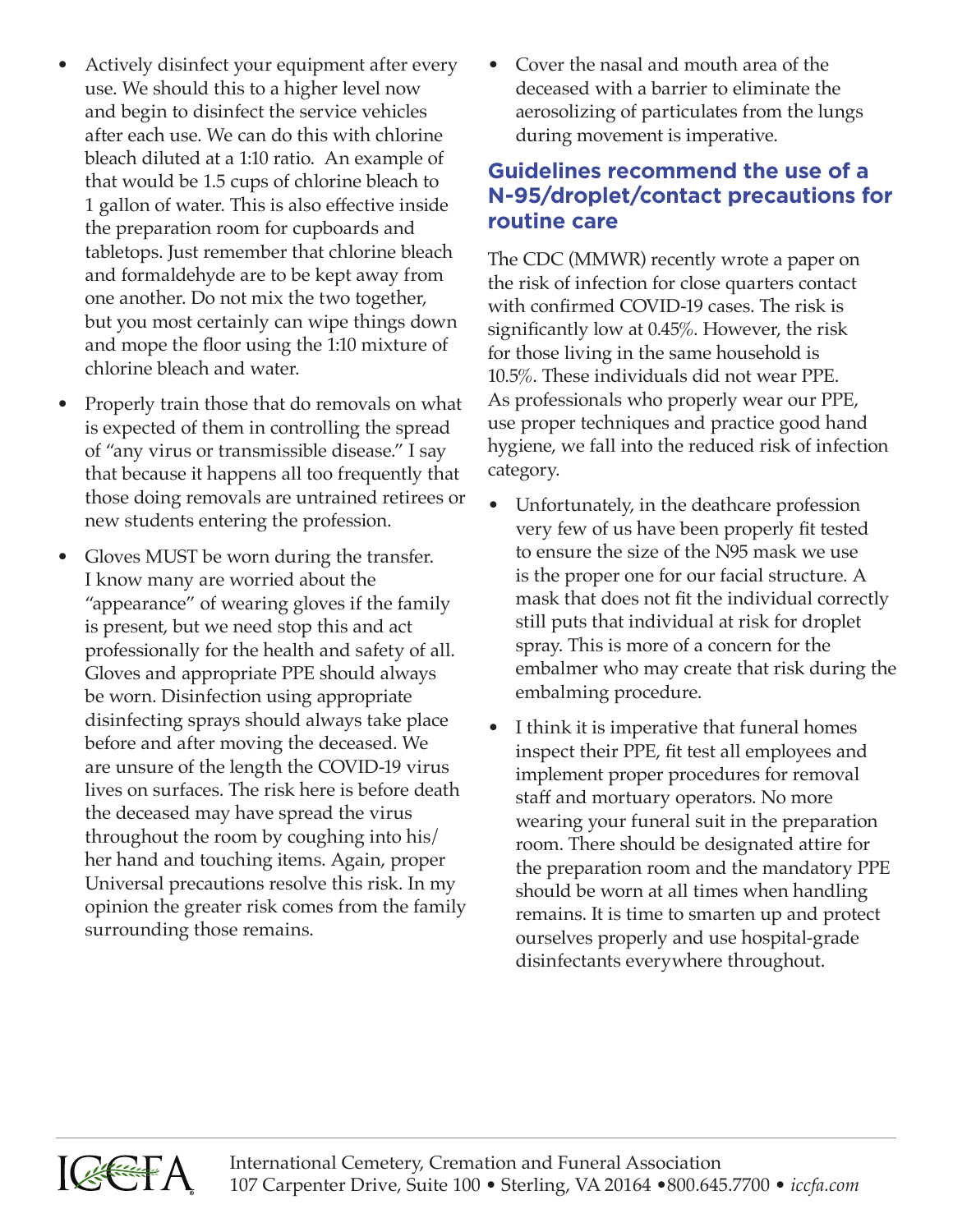- Actively disinfect your equipment after every use. We should this to a higher level now and begin to disinfect the service vehicles after each use. We can do this with chlorine bleach diluted at a 1:10 ratio. An example of that would be 1.5 cups of chlorine bleach to 1 gallon of water. This is also effective inside the preparation room for cupboards and tabletops. Just remember that chlorine bleach and formaldehyde are to be kept away from one another. Do not mix the two together, but you most certainly can wipe things down and mope the floor using the 1:10 mixture of chlorine bleach and water.
- Properly train those that do removals on what is expected of them in controlling the spread of "any virus or transmissible disease." I say that because it happens all too frequently that those doing removals are untrained retirees or new students entering the profession.
- Gloves MUST be worn during the transfer. I know many are worried about the "appearance" of wearing gloves if the family is present, but we need stop this and act professionally for the health and safety of all. Gloves and appropriate PPE should always be worn. Disinfection using appropriate disinfecting sprays should always take place before and after moving the deceased. We are unsure of the length the COVID-19 virus lives on surfaces. The risk here is before death the deceased may have spread the virus throughout the room by coughing into his/her hand and touching items. Again, proper Universal precautions resolve this risk. In my opinion the greater risk comes from the family surrounding those remains.
- Cover the nasal and mouth area of the deceased with a barrier to eliminate the aerosolizing of particulates from the lungs during movement is imperative.

## Guidelines recommend the use of a N-95/droplet/contact precautions for routine care

The CDC (MMWR) recently wrote a paper on the risk of infection for close quarters contact with confirmed COVID-19 cases. The risk is significantly low at 0.45%. However, the risk for those living in the same household is 10.5%. These individuals did not wear PPE. As professionals who properly wear our PPE, use proper techniques and practice good hand hygiene, we fall into the reduced risk of infection category.

- Unfortunately, in the deathcare profession very few of us have been properly fit tested to ensure the size of the N95 mask we use is the proper one for our facial structure. A mask that does not fit the individual correctly still puts that individual at risk for droplet spray. This is more of a concern for the embalmer who may create that risk during the embalming procedure.
- I think it is imperative that funeral homes inspect their PPE, fit test all employees and implement proper procedures for removal staff and mortuary operators. No more wearing your funeral suit in the preparation room. There should be designated attire for the preparation room and the mandatory PPE should be worn at all times when handling remains. It is time to smarten up and protect ourselves properly and use hospital-grade disinfectants everywhere throughout.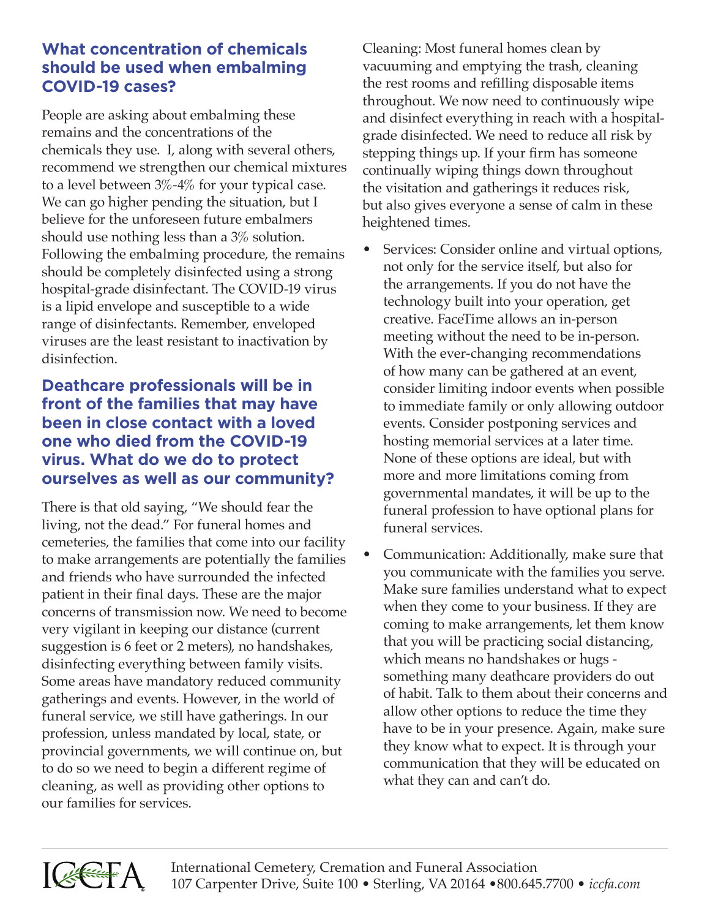## What concentration of chemicals should be used when embalming COVID-19 cases?

People are asking about embalming these remains and the concentrations of the chemicals they use. I, along with several others, recommend we strengthen our chemical mixtures to a level between 3%-4% for your typical case. We can go higher pending the situation, but I believe for the unforeseen future embalmers should use nothing less than a 3% solution. Following the embalming procedure, the remains should be completely disinfected using a strong hospital-grade disinfectant. The COVID-19 virus is a lipid envelope and susceptible to a wide range of disinfectants. Remember, enveloped viruses are the least resistant to inactivation by disinfection.

## Deathcare professionals will be in front of the families that may have been in close contact with a loved one who died from the COVID-19 virus. What do we do to protect ourselves as well as our community?

There is that old saying, "We should fear the living, not the dead." For funeral homes and cemeteries, the families that come into our facility to make arrangements are potentially the families and friends who have surrounded the infected patient in their final days. These are the major concerns of transmission now. We need to become very vigilant in keeping our distance (current suggestion is 6 feet or 2 meters), no handshakes, disinfecting everything between family visits. Some areas have mandatory reduced community gatherings and events. However, in the world of funeral service, we still have gatherings. In our profession, unless mandated by local, state, or provincial governments, we will continue on, but to do so we need to begin a different regime of cleaning, as well as providing other options to our families for services.

Cleaning: Most funeral homes clean by vacuuming and emptying the trash, cleaning the rest rooms and refilling disposable items throughout. We now need to continuously wipe and disinfect everything in reach with a hospital-grade disinfected. We need to reduce all risk by stepping things up. If your firm has someone continually wiping things down throughout the visitation and gatherings it reduces risk, but also gives everyone a sense of calm in these heightened times.

- Services: Consider online and virtual options, not only for the service itself, but also for the arrangements. If you do not have the technology built into your operation, get creative. FaceTime allows an in-person meeting without the need to be in-person. With the ever-changing recommendations of how many can be gathered at an event, consider limiting indoor events when possible to immediate family or only allowing outdoor events. Consider postponing services and hosting memorial services at a later time. None of these options are ideal, but with more and more limitations coming from governmental mandates, it will be up to the funeral profession to have optional plans for funeral services.
- Communication: Additionally, make sure that you communicate with the families you serve. Make sure families understand what to expect when they come to your business. If they are coming to make arrangements, let them know that you will be practicing social distancing, which means no handshakes or hugs - something many deathcare providers do out of habit. Talk to them about their concerns and allow other options to reduce the time they have to be in your presence. Again, make sure they know what to expect. It is through your communication that they will be educated on what they can and can't do.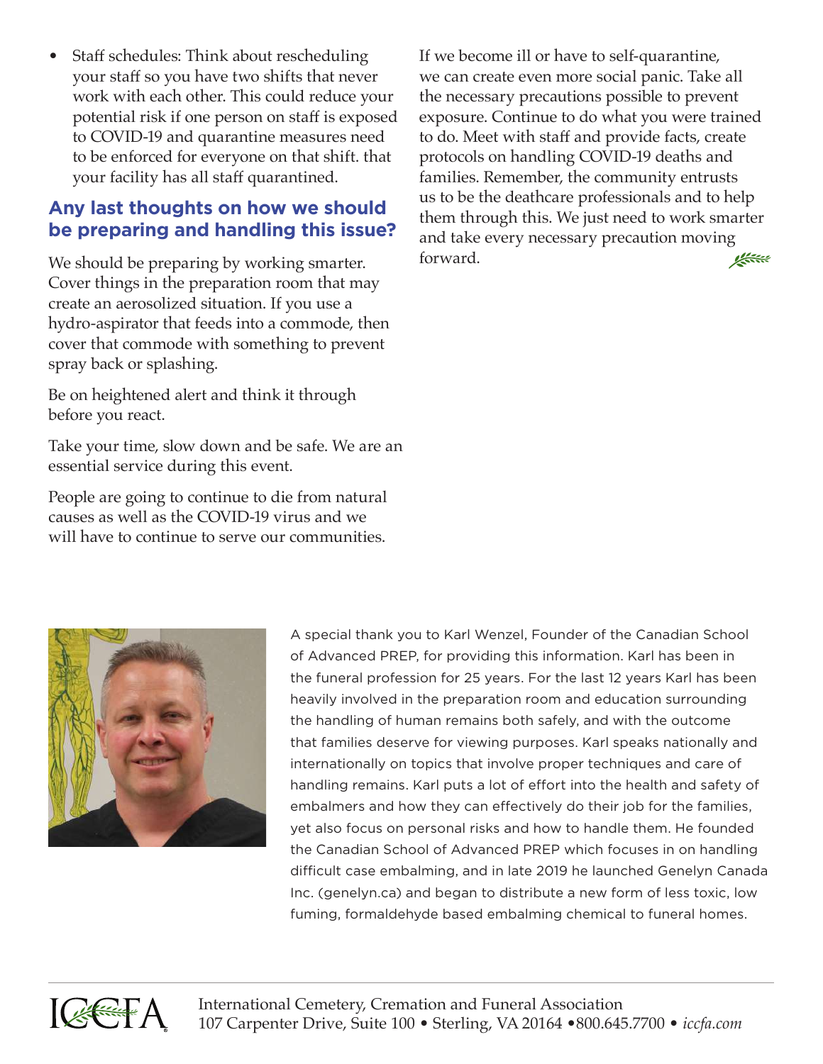- Staff schedules: Think about rescheduling your staff so you have two shifts that never work with each other. This could reduce your potential risk if one person on staff is exposed to COVID-19 and quarantine measures need to be enforced for everyone on that shift. that your facility has all staff quarantined.

## Any last thoughts on how we should be preparing and handling this issue?

We should be preparing by working smarter. Cover things in the preparation room that may create an aerosolized situation. If you use a hydro-aspirator that feeds into a commode, then cover that commode with something to prevent spray back or splashing.

Be on heightened alert and think it through before you react.

Take your time, slow down and be safe. We are an essential service during this event.

People are going to continue to die from natural causes as well as the COVID-19 virus and we will have to continue to serve our communities.

If we become ill or have to self-quarantine, we can create even more social panic. Take all the necessary precautions possible to prevent exposure. Continue to do what you were trained to do. Meet with staff and provide facts, create protocols on handling COVID-19 deaths and families. Remember, the community entrusts us to be the deathcare professionals and to help them through this. We just need to work smarter and take every necessary precaution moving forward.

A special thank you to Karl Wenzel, Founder of the Canadian School of Advanced PREP, for providing this information. Karl has been in the funeral profession for 25 years. For the last 12 years Karl has been heavily involved in the preparation room and education surrounding the handling of human remains both safely, and with the outcome that families deserve for viewing purposes. Karl speaks nationally and internationally on topics that involve proper techniques and care of handling remains. Karl puts a lot of effort into the health and safety of embalmers and how they can effectively do their job for the families, yet also focus on personal risks and how to handle them. He founded the Canadian School of Advanced PREP which focuses in on handling difficult case embalming, and in late 2019 he launched Genelyn Canada Inc. (genelyn.ca) and began to distribute a new form of less toxic, low fuming, formaldehyde based embalming chemical to funeral homes.

International Cemetery, Cremation and Funeral Association
107 Carpenter Drive, Suite 100 • Sterling, VA 20164 •800.645.7700 • *iccfa.com*